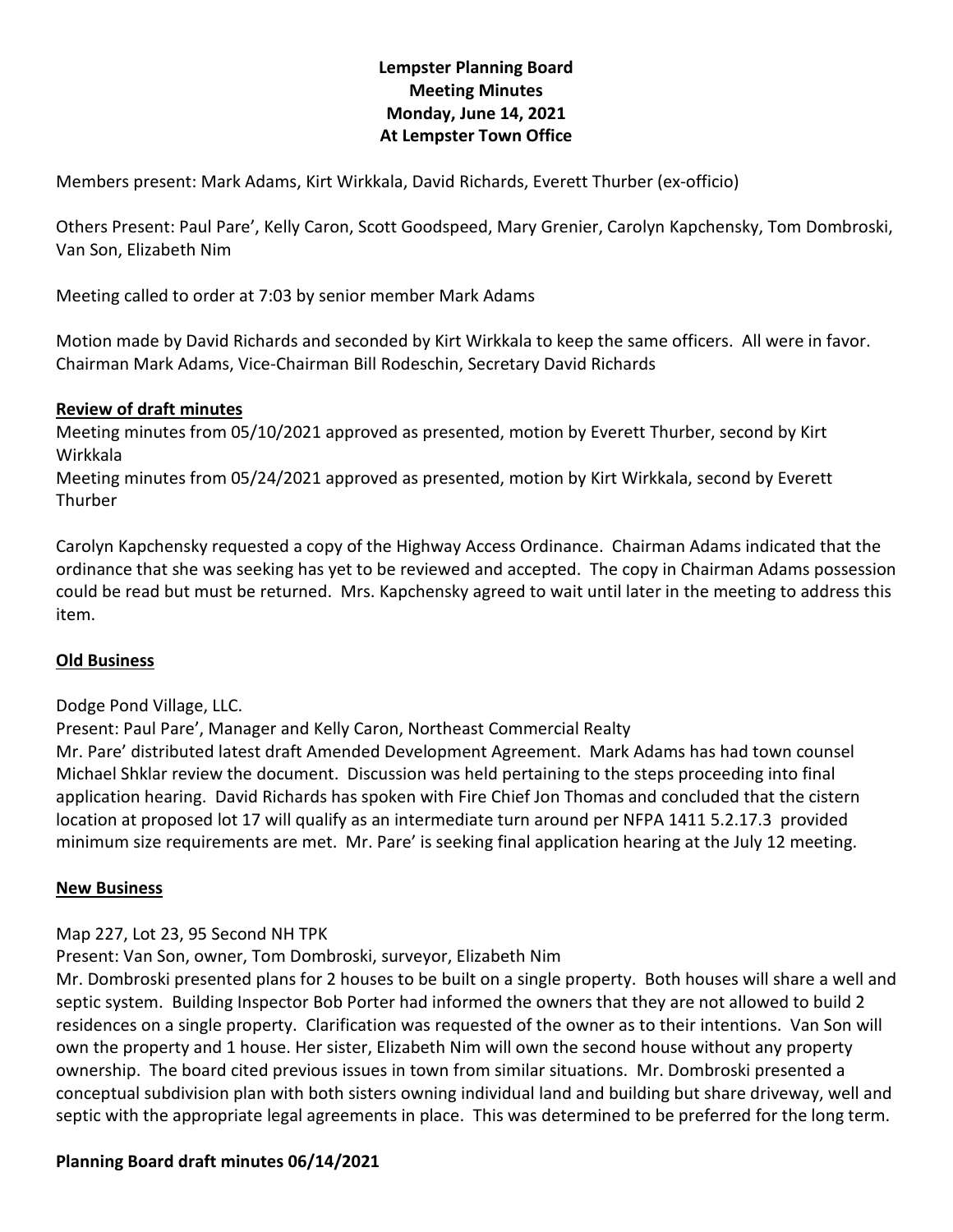**Lempster Planning Board**
**Meeting Minutes**
**Monday, June 14, 2021**
**At Lempster Town Office**

Members present: Mark Adams, Kirt Wirkkala, David Richards, Everett Thurber (ex-officio)

Others Present: Paul Pare', Kelly Caron, Scott Goodspeed, Mary Grenier, Carolyn Kapchensky, Tom Dombroski, Van Son, Elizabeth Nim

Meeting called to order at 7:03 by senior member Mark Adams

Motion made by David Richards and seconded by Kirt Wirkkala to keep the same officers. All were in favor. Chairman Mark Adams, Vice-Chairman Bill Rodeschin, Secretary David Richards

## Review of draft minutes

Meeting minutes from 05/10/2021 approved as presented, motion by Everett Thurber, second by Kirt Wirkkala

Meeting minutes from 05/24/2021 approved as presented, motion by Kirt Wirkkala, second by Everett Thurber

Carolyn Kapchensky requested a copy of the Highway Access Ordinance. Chairman Adams indicated that the ordinance that she was seeking has yet to be reviewed and accepted. The copy in Chairman Adams possession could be read but must be returned. Mrs. Kapchensky agreed to wait until later in the meeting to address this item.

## Old Business

Dodge Pond Village, LLC.

Present: Paul Pare', Manager and Kelly Caron, Northeast Commercial Realty

Mr. Pare' distributed latest draft Amended Development Agreement. Mark Adams has had town counsel Michael Shklar review the document. Discussion was held pertaining to the steps proceeding into final application hearing. David Richards has spoken with Fire Chief Jon Thomas and concluded that the cistern location at proposed lot 17 will qualify as an intermediate turn around per NFPA 1411 5.2.17.3 provided minimum size requirements are met. Mr. Pare' is seeking final application hearing at the July 12 meeting.

## New Business

Map 227, Lot 23, 95 Second NH TPK

Present: Van Son, owner, Tom Dombroski, surveyor, Elizabeth Nim

Mr. Dombroski presented plans for 2 houses to be built on a single property. Both houses will share a well and septic system. Building Inspector Bob Porter had informed the owners that they are not allowed to build 2 residences on a single property. Clarification was requested of the owner as to their intentions. Van Son will own the property and 1 house. Her sister, Elizabeth Nim will own the second house without any property ownership. The board cited previous issues in town from similar situations. Mr. Dombroski presented a conceptual subdivision plan with both sisters owning individual land and building but share driveway, well and septic with the appropriate legal agreements in place. This was determined to be preferred for the long term.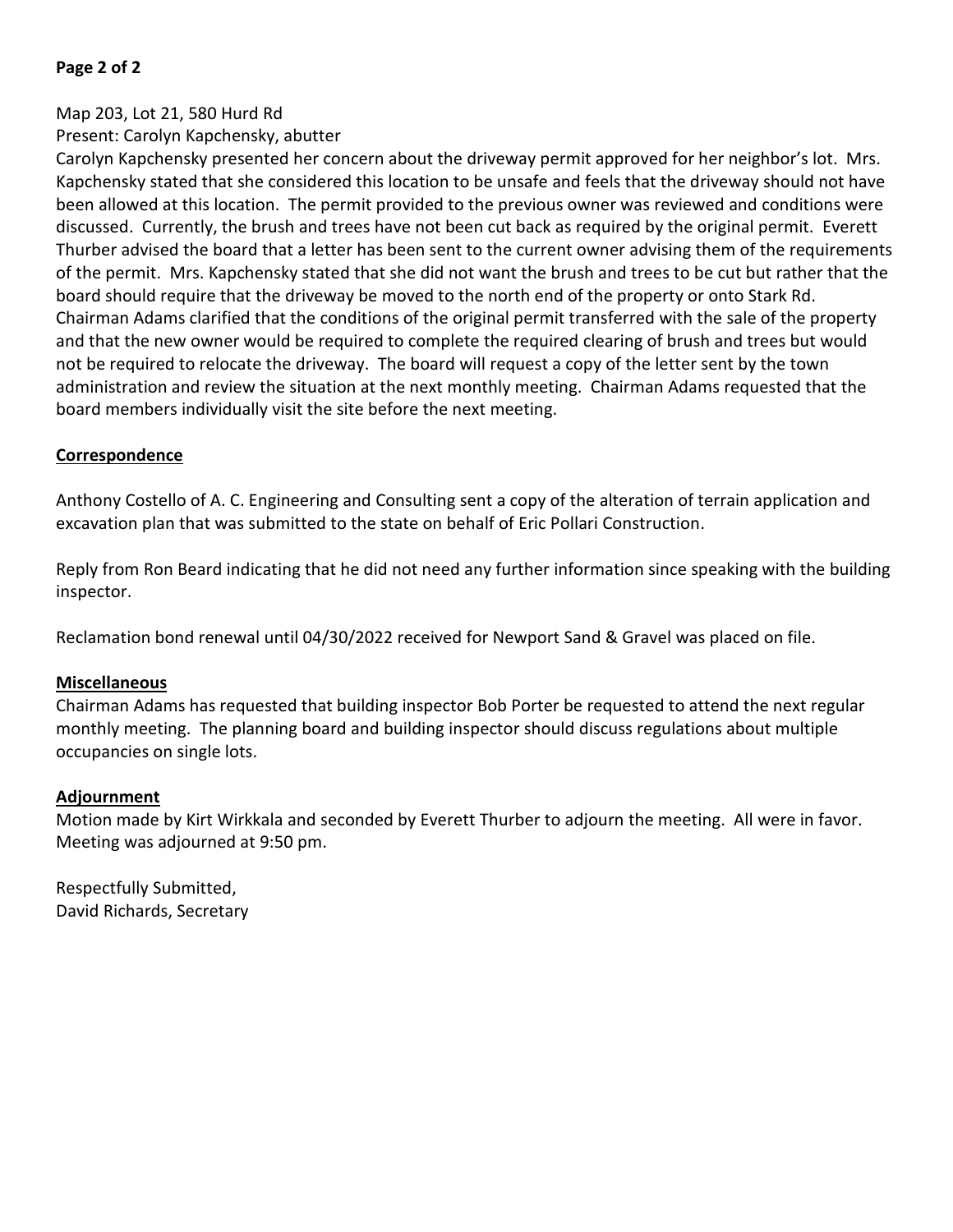Map 203, Lot 21, 580 Hurd Rd
Present: Carolyn Kapchensky, abutter
Carolyn Kapchensky presented her concern about the driveway permit approved for her neighbor's lot. Mrs. Kapchensky stated that she considered this location to be unsafe and feels that the driveway should not have been allowed at this location. The permit provided to the previous owner was reviewed and conditions were discussed. Currently, the brush and trees have not been cut back as required by the original permit. Everett Thurber advised the board that a letter has been sent to the current owner advising them of the requirements of the permit. Mrs. Kapchensky stated that she did not want the brush and trees to be cut but rather that the board should require that the driveway be moved to the north end of the property or onto Stark Rd. Chairman Adams clarified that the conditions of the original permit transferred with the sale of the property and that the new owner would be required to complete the required clearing of brush and trees but would not be required to relocate the driveway. The board will request a copy of the letter sent by the town administration and review the situation at the next monthly meeting. Chairman Adams requested that the board members individually visit the site before the next meeting.

## Correspondence

Anthony Costello of A. C. Engineering and Consulting sent a copy of the alteration of terrain application and excavation plan that was submitted to the state on behalf of Eric Pollari Construction.

Reply from Ron Beard indicating that he did not need any further information since speaking with the building inspector.

Reclamation bond renewal until 04/30/2022 received for Newport Sand & Gravel was placed on file.

## Miscellaneous

Chairman Adams has requested that building inspector Bob Porter be requested to attend the next regular monthly meeting. The planning board and building inspector should discuss regulations about multiple occupancies on single lots.

## Adjournment

Motion made by Kirt Wirkkala and seconded by Everett Thurber to adjourn the meeting. All were in favor. Meeting was adjourned at 9:50 pm.

Respectfully Submitted,
David Richards, Secretary